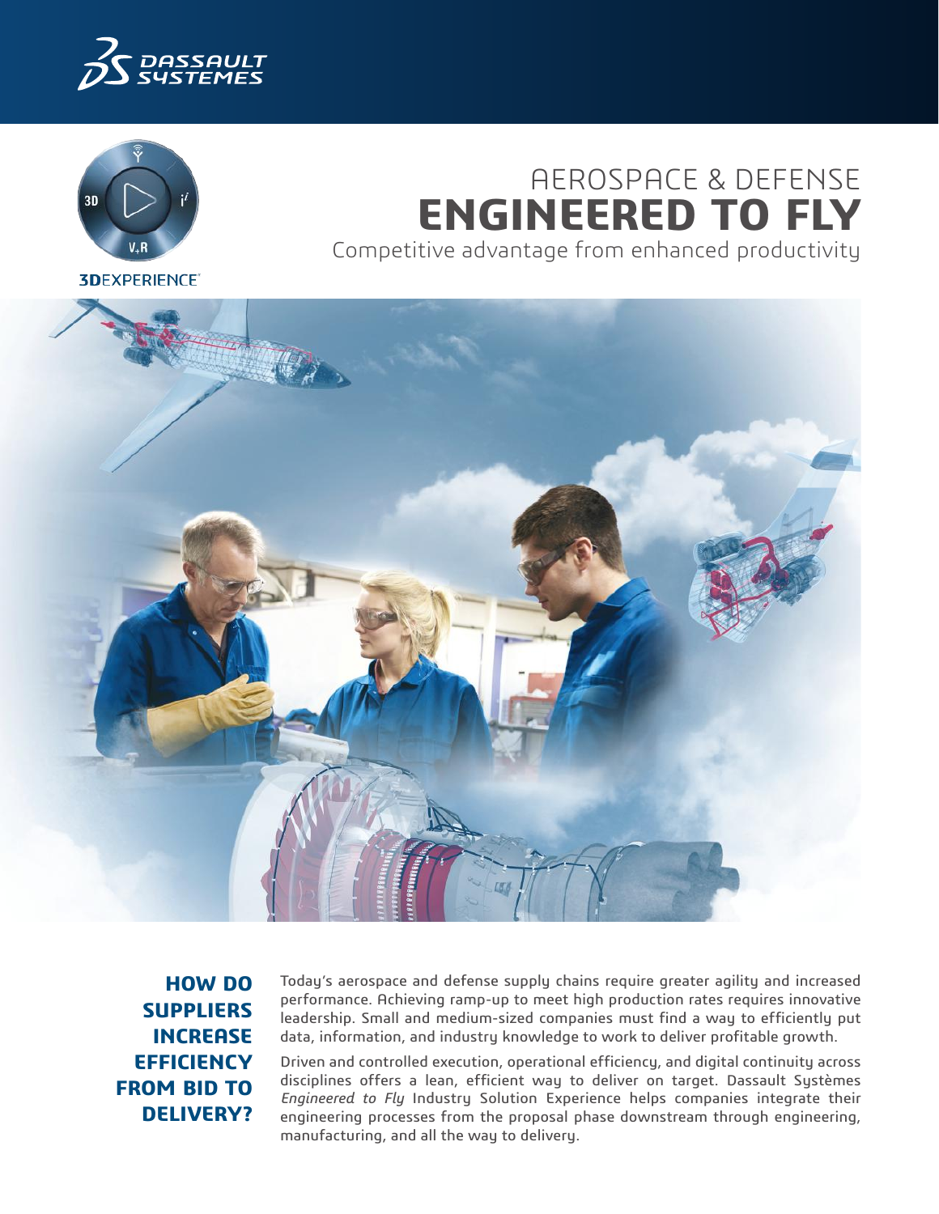# AEROSPACE & DEFENSE ENGINEERED TO FLY

Competitive advantage from enhanced productivity

## HOW DO SUPPLIERS INCREASE EFFICIENCY FROM BID TO DELIVERY?

Today's aerospace and defense supply chains require greater agility and increased performance. Achieving ramp-up to meet high production rates requires innovative leadership. Small and medium-sized companies must find a way to efficiently put data, information, and industry knowledge to work to deliver profitable growth.

Driven and controlled execution, operational efficiency, and digital continuity across disciplines offers a lean, efficient way to deliver on target. Dassault Systèmes *Engineered to Fly* Industry Solution Experience helps companies integrate their engineering processes from the proposal phase downstream through engineering, manufacturing, and all the way to delivery.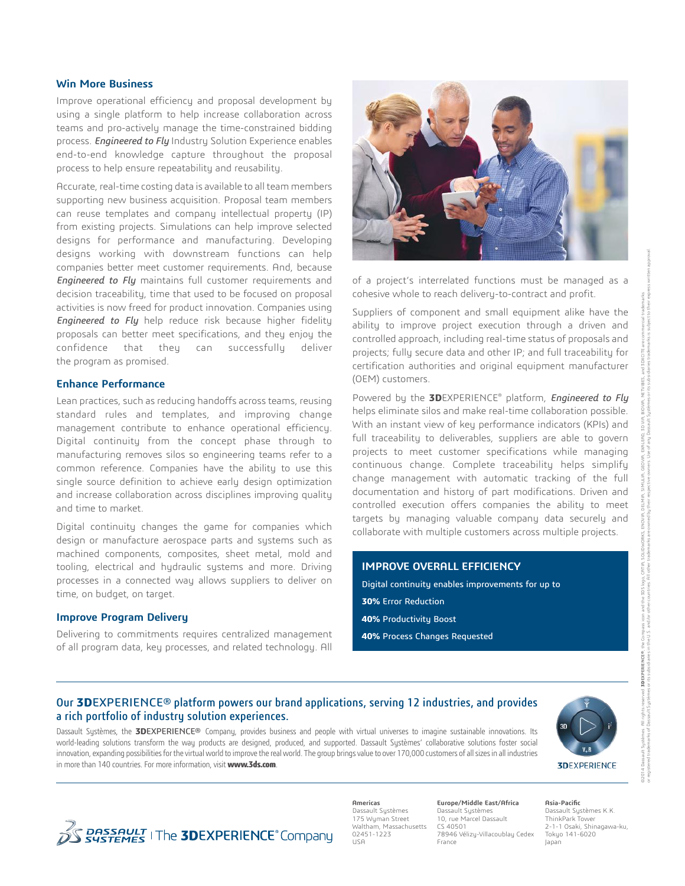## Win More Business

Improve operational efficiency and proposal development by using a single platform to help increase collaboration across teams and pro-actively manage the time-constrained bidding process. *Engineered to Fly* Industry Solution Experience enables end-to-end knowledge capture throughout the proposal process to help ensure repeatability and reusability.

Accurate, real-time costing data is available to all team members supporting new business acquisition. Proposal team members can reuse templates and company intellectual property (IP) from existing projects. Simulations can help improve selected designs for performance and manufacturing. Developing designs working with downstream functions can help companies better meet customer requirements. And, because *Engineered to Fly* maintains full customer requirements and decision traceability, time that used to be focused on proposal activities is now freed for product innovation. Companies using *Engineered to Fly* help reduce risk because higher fidelity proposals can better meet specifications, and they enjoy the confidence that they can successfully deliver the program as promised.

## Enhance Performance

Lean practices, such as reducing handoffs across teams, reusing standard rules and templates, and improving change management contribute to enhance operational efficiency. Digital continuity from the concept phase through to manufacturing removes silos so engineering teams refer to a common reference. Companies have the ability to use this single source definition to achieve early design optimization and increase collaboration across disciplines improving quality and time to market.

Digital continuity changes the game for companies which design or manufacture aerospace parts and systems such as machined components, composites, sheet metal, mold and tooling, electrical and hydraulic systems and more. Driving processes in a connected way allows suppliers to deliver on time, on budget, on target.

## Improve Program Delivery

Delivering to commitments requires centralized management of all program data, key processes, and related technology. All of a project's interrelated functions must be managed as a cohesive whole to reach delivery-to-contract and profit.

Suppliers of component and small equipment alike have the ability to improve project execution through a driven and controlled approach, including real-time status of proposals and projects; fully secure data and other IP; and full traceability for certification authorities and original equipment manufacturer (OEM) customers.

Powered by the **3D**EXPERIENCE® platform, *Engineered to Fly* helps eliminate silos and make real-time collaboration possible. With an instant view of key performance indicators (KPIs) and full traceability to deliverables, suppliers are able to govern projects to meet customer specifications while managing continuous change. Complete traceability helps simplify change management with automatic tracking of the full documentation and history of part modifications. Driven and controlled execution offers companies the ability to meet targets by managing valuable company data securely and collaborate with multiple customers across multiple projects.

### IMPROVE OVERALL EFFICIENCY

Digital continuity enables improvements for up to

**30%** Error Reduction

**40%** Productivity Boost

**40%** Process Changes Requested

### Our 3DEXPERIENCE® platform powers our brand applications, serving 12 industries, and provides a rich portfolio of industry solution experiences.

Dassault Systèmes, the **3D**EXPERIENCE® Company, provides business and people with virtual universes to imagine sustainable innovations. Its world-leading solutions transform the way products are designed, produced, and supported. Dassault Systèmes' collaborative solutions foster social innovation, expanding possibilities for the virtual world to improve the real world. The group brings value to over 170,000 customers of all sizes in all industries in more than 140 countries. For more information, visit **www.3ds.com**.

**3D**EXPERIENCE

DASSAULT SYSTEMES | The **3D**EXPERIENCE® Company

**Americas**
Dassault Systèmes
175 Wyman Street
Waltham, Massachusetts
02451-1223
USA

**Europe/Middle East/Africa**
Dassault Systèmes
10, rue Marcel Dassault
CS 40501
78946 Vélizy-Villacoublay Cedex
France

**Asia-Pacific**
Dassault Systèmes K.K.
ThinkPark Tower
2-1-1 Osaki, Shinagawa-ku,
Tokyo 141-6020
Japan

©2014 Dassault Systèmes. All rights reserved. 3DEXPERIENCE®, the Compass icon and the 3DS logo, CATIA, SOLIDWORKS, ENOVIA, DELMIA, SIMULIA, GEOVIA, EXALEAD, 3D VIA, BIOVIA, NETVIBES, and 3DXCITE are commercial trademarks or registered trademarks of Dassault Systèmes or its subsidiaries in the U.S. and/or other countries. All other trademarks are owned by their respective owners. Use of any Dassault Systèmes or its subsidiaries trademarks is subject to their express written approval.